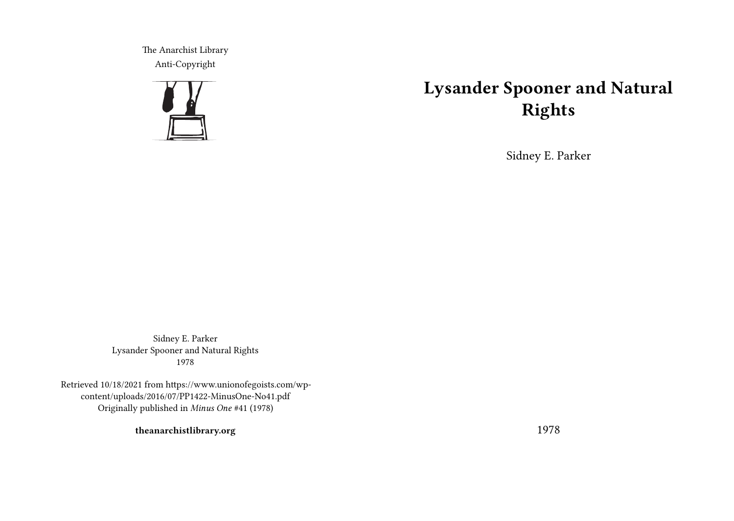The Anarchist Library
Anti-Copyright

# Lysander Spooner and Natural Rights

Sidney E. Parker

1978

Sidney E. Parker
Lysander Spooner and Natural Rights
1978

Retrieved 10/18/2021 from https://www.unionofegoists.com/wp-content/uploads/2016/07/PP1422-MinusOne-No41.pdf
Originally published in *Minus One* #41 (1978)

**theanarchistlibrary.org**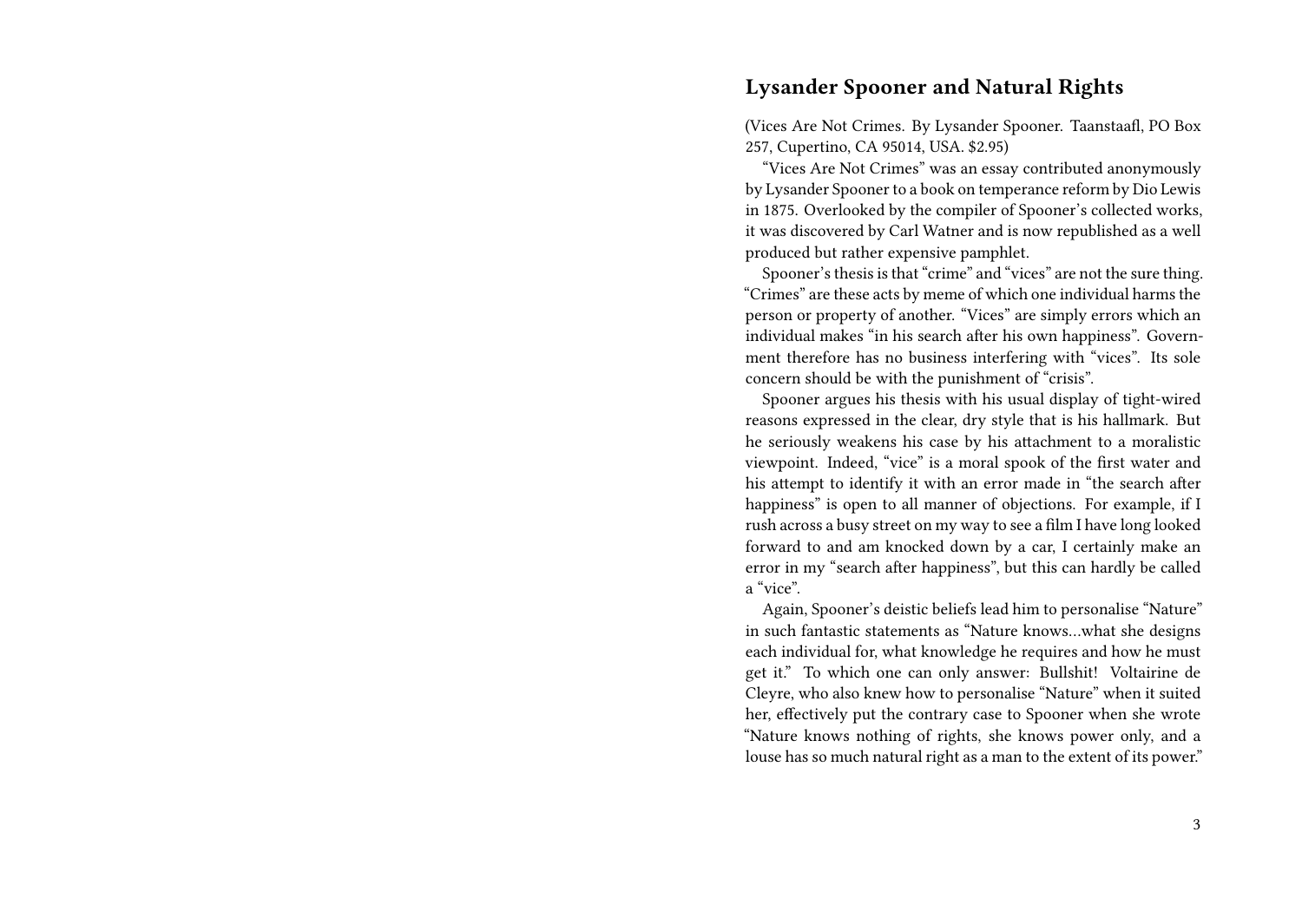## Lysander Spooner and Natural Rights

(Vices Are Not Crimes. By Lysander Spooner. Taanstaafl, PO Box 257, Cupertino, CA 95014, USA. $2.95)

"Vices Are Not Crimes" was an essay contributed anonymously by Lysander Spooner to a book on temperance reform by Dio Lewis in 1875. Overlooked by the compiler of Spooner's collected works, it was discovered by Carl Watner and is now republished as a well produced but rather expensive pamphlet.

Spooner's thesis is that "crime" and "vices" are not the sure thing. "Crimes" are these acts by meme of which one individual harms the person or property of another. "Vices" are simply errors which an individual makes "in his search after his own happiness". Government therefore has no business interfering with "vices". Its sole concern should be with the punishment of "crisis".

Spooner argues his thesis with his usual display of tight-wired reasons expressed in the clear, dry style that is his hallmark. But he seriously weakens his case by his attachment to a moralistic viewpoint. Indeed, "vice" is a moral spook of the first water and his attempt to identify it with an error made in "the search after happiness" is open to all manner of objections. For example, if I rush across a busy street on my way to see a film I have long looked forward to and am knocked down by a car, I certainly make an error in my "search after happiness", but this can hardly be called a "vice".

Again, Spooner's deistic beliefs lead him to personalise "Nature" in such fantastic statements as "Nature knows…what she designs each individual for, what knowledge he requires and how he must get it." To which one can only answer: Bullshit! Voltairine de Cleyre, who also knew how to personalise "Nature" when it suited her, effectively put the contrary case to Spooner when she wrote "Nature knows nothing of rights, she knows power only, and a louse has so much natural right as a man to the extent of its power."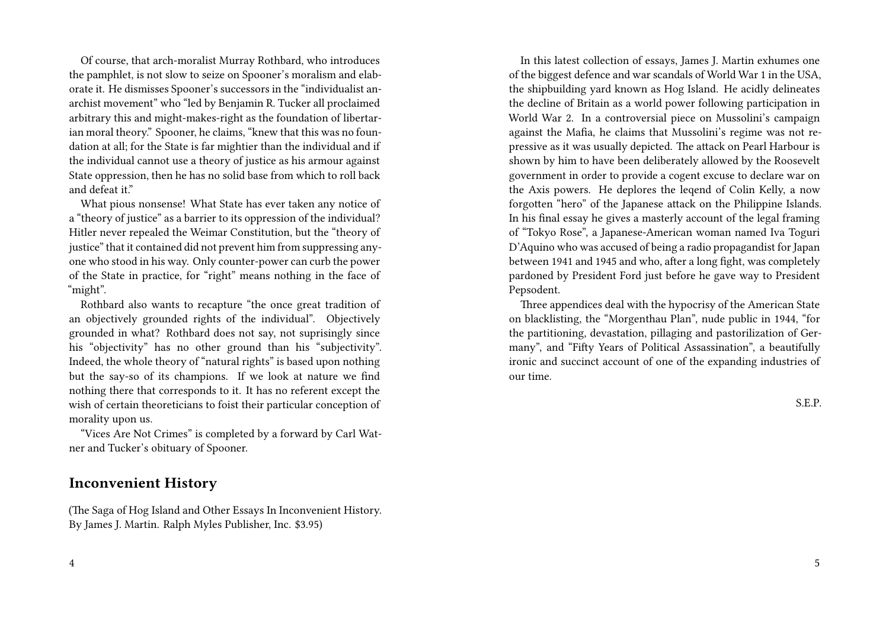Of course, that arch-moralist Murray Rothbard, who introduces the pamphlet, is not slow to seize on Spooner's moralism and elaborate it. He dismisses Spooner's successors in the "individualist anarchist movement" who "led by Benjamin R. Tucker all proclaimed arbitrary this and might-makes-right as the foundation of libertarian moral theory." Spooner, he claims, "knew that this was no foundation at all; for the State is far mightier than the individual and if the individual cannot use a theory of justice as his armour against State oppression, then he has no solid base from which to roll back and defeat it."

What pious nonsense! What State has ever taken any notice of a "theory of justice" as a barrier to its oppression of the individual? Hitler never repealed the Weimar Constitution, but the "theory of justice" that it contained did not prevent him from suppressing anyone who stood in his way. Only counter-power can curb the power of the State in practice, for "right" means nothing in the face of "might".

Rothbard also wants to recapture "the once great tradition of an objectively grounded rights of the individual". Objectively grounded in what? Rothbard does not say, not suprisingly since his "objectivity" has no other ground than his "subjectivity". Indeed, the whole theory of "natural rights" is based upon nothing but the say-so of its champions. If we look at nature we find nothing there that corresponds to it. It has no referent except the wish of certain theoreticians to foist their particular conception of morality upon us.

"Vices Are Not Crimes" is completed by a forward by Carl Watner and Tucker's obituary of Spooner.

## Inconvenient History

(The Saga of Hog Island and Other Essays In Inconvenient History. By James J. Martin. Ralph Myles Publisher, Inc. $3.95)

In this latest collection of essays, James J. Martin exhumes one of the biggest defence and war scandals of World War 1 in the USA, the shipbuilding yard known as Hog Island. He acidly delineates the decline of Britain as a world power following participation in World War 2. In a controversial piece on Mussolini's campaign against the Mafia, he claims that Mussolini's regime was not repressive as it was usually depicted. The attack on Pearl Harbour is shown by him to have been deliberately allowed by the Roosevelt government in order to provide a cogent excuse to declare war on the Axis powers. He deplores the leqend of Colin Kelly, a now forgotten "hero" of the Japanese attack on the Philippine Islands. In his final essay he gives a masterly account of the legal framing of "Tokyo Rose", a Japanese-American woman named Iva Toguri D'Aquino who was accused of being a radio propagandist for Japan between 1941 and 1945 and who, after a long fight, was completely pardoned by President Ford just before he gave way to President Pepsodent.

Three appendices deal with the hypocrisy of the American State on blacklisting, the "Morgenthau Plan", nude public in 1944, "for the partitioning, devastation, pillaging and pastorilization of Germany", and "Fifty Years of Political Assassination", a beautifully ironic and succinct account of one of the expanding industries of our time.

S.E.P.